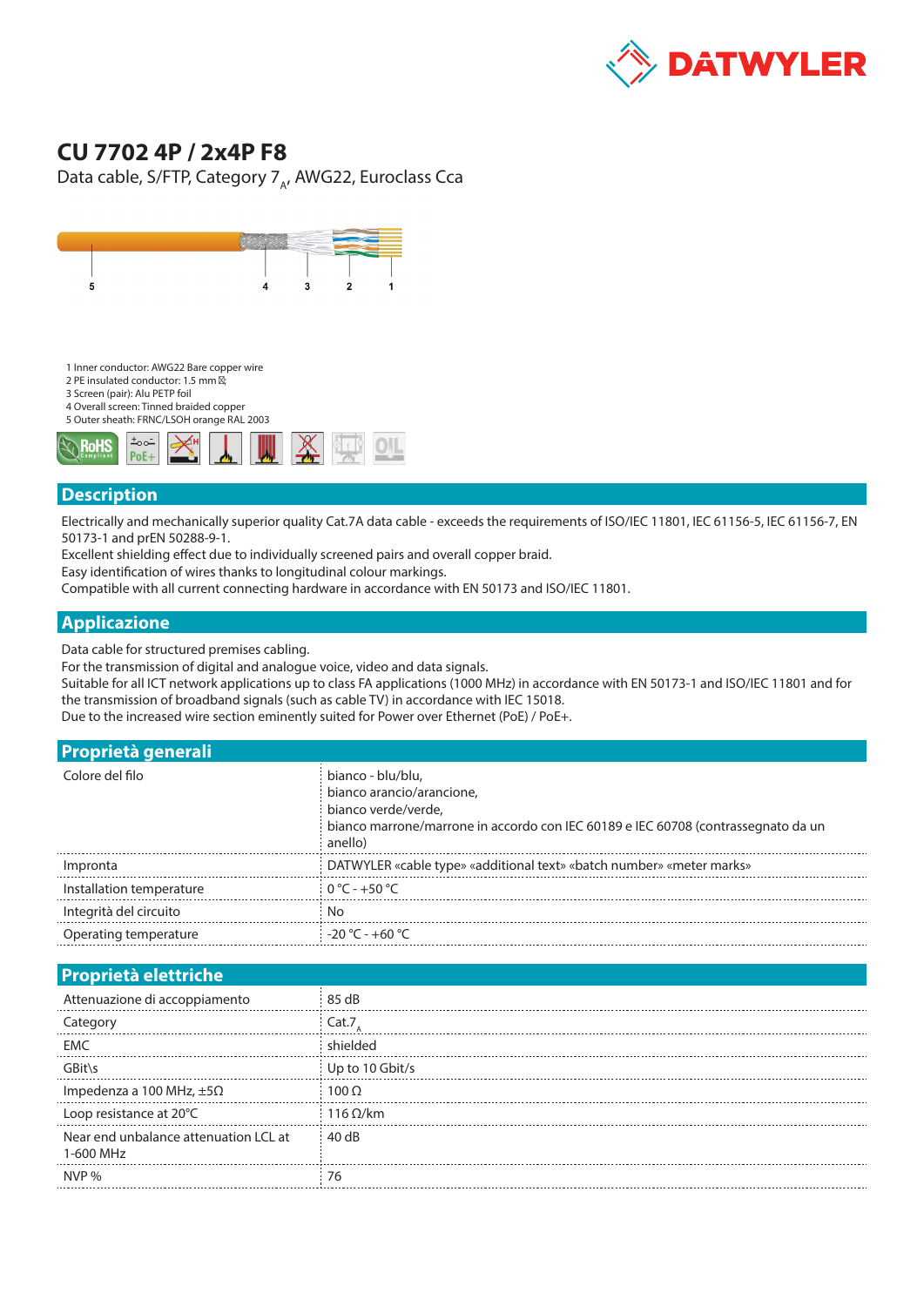# CU 7702 4P / 2x4P F8

Data cable, S/FTP, Category $7_A$, AWG22, Euroclass Cca

5 4 3 2 1

1 Inner conductor: AWG22 Bare copper wire
2 PE insulated conductor: 1.5 mm Ø
3 Screen (pair): Alu PETP foil
4 Overall screen: Tinned braided copper
5 Outer sheath: FRNC/LSOH orange RAL 2003

## Description

Electrically and mechanically superior quality Cat.7A data cable - exceeds the requirements of ISO/IEC 11801, IEC 61156-5, IEC 61156-7, EN 50173-1 and prEN 50288-9-1.
Excellent shielding effect due to individually screened pairs and overall copper braid.
Easy identification of wires thanks to longitudinal colour markings.
Compatible with all current connecting hardware in accordance with EN 50173 and ISO/IEC 11801.

## Applicazione

Data cable for structured premises cabling.
For the transmission of digital and analogue voice, video and data signals.
Suitable for all ICT network applications up to class FA applications (1000 MHz) in accordance with EN 50173-1 and ISO/IEC 11801 and for the transmission of broadband signals (such as cable TV) in accordance with IEC 15018.
Due to the increased wire section eminently suited for Power over Ethernet (PoE) / PoE+.

## Proprietà generali

| | |
|---|---|
| Colore del filo | bianco - blu/blu, bianco arancio/arancione, bianco verde/verde, bianco marrone/marrone in accordo con IEC 60189 e IEC 60708 (contrassegnato da un anello) |
| Impronta | DATWYLER «cable type» «additional text» «batch number» «meter marks» |
| Installation temperature | 0 °C - +50 °C |
| Integrità del circuito | No |
| Operating temperature | -20 °C - +60 °C |

## Proprietà elettriche

| | |
|---|---|
| Attenuazione di accoppiamento | 85 dB |
| Category | Cat.$7_A$ |
| EMC | shielded |
| GBit\s | Up to 10 Gbit/s |
| Impedenza a 100 MHz, ±5Ω | 100 Ω |
| Loop resistance at 20°C | 116 Ω/km |
| Near end unbalance attenuation LCL at 1-600 MHz | 40 dB |
| NVP % | 76 |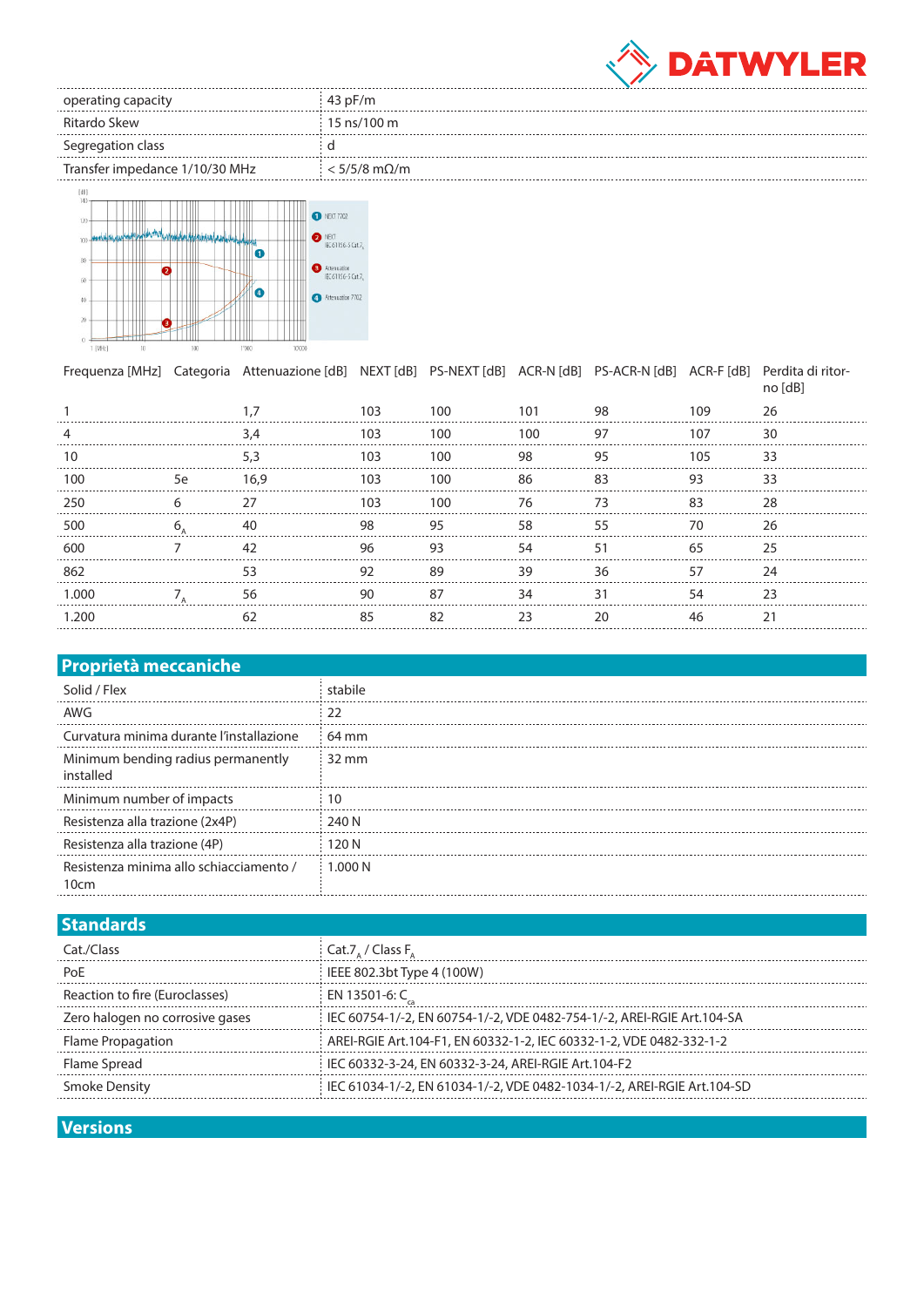| | |
|---|---|
| operating capacity | 43 pF/m |
| Ritardo Skew | 15 ns/100 m |
| Segregation class | d |
| Transfer impedance 1/10/30 MHz | < 5/5/8 mΩ/m |

| Frequenza [MHz] | Categoria | Attenuazione [dB] | NEXT [dB] | PS-NEXT [dB] | ACR-N [dB] | PS-ACR-N [dB] | ACR-F [dB] | Perdita di ritorno [dB] |
|---|---|---|---|---|---|---|---|---|
| 1 | | 1,7 | 103 | 100 | 101 | 98 | 109 | 26 |
| 4 | | 3,4 | 103 | 100 | 100 | 97 | 107 | 30 |
| 10 | | 5,3 | 103 | 100 | 98 | 95 | 105 | 33 |
| 100 | 5e | 16,9 | 103 | 100 | 86 | 83 | 93 | 33 |
| 250 | 6 | 27 | 103 | 100 | 76 | 73 | 83 | 28 |
| 500 | $6_A$ | 40 | 98 | 95 | 58 | 55 | 70 | 26 |
| 600 | 7 | 42 | 96 | 93 | 54 | 51 | 65 | 25 |
| 862 | | 53 | 92 | 89 | 39 | 36 | 57 | 24 |
| 1.000 | $7_A$ | 56 | 90 | 87 | 34 | 31 | 54 | 23 |
| 1.200 | | 62 | 85 | 82 | 23 | 20 | 46 | 21 |

## Proprietà meccaniche

| | |
|---|---|
| Solid / Flex | stabile |
| AWG | 22 |
| Curvatura minima durante l'installazione | 64 mm |
| Minimum bending radius permanently installed | 32 mm |
| Minimum number of impacts | 10 |
| Resistenza alla trazione (2x4P) | 240 N |
| Resistenza alla trazione (4P) | 120 N |
| Resistenza minima allo schiacciamento / 10cm | 1.000 N |

## Standards

| | |
|---|---|
| Cat./Class | Cat.$7_A$ / Class $F_A$ |
| PoE | IEEE 802.3bt Type 4 (100W) |
| Reaction to fire (Euroclasses) | EN 13501-6: $C_{ca}$ |
| Zero halogen no corrosive gases | IEC 60754-1/-2, EN 60754-1/-2, VDE 0482-754-1/-2, AREI-RGIE Art.104-SA |
| Flame Propagation | AREI-RGIE Art.104-F1, EN 60332-1-2, IEC 60332-1-2, VDE 0482-332-1-2 |
| Flame Spread | IEC 60332-3-24, EN 60332-3-24, AREI-RGIE Art.104-F2 |
| Smoke Density | IEC 61034-1/-2, EN 61034-1/-2, VDE 0482-1034-1/-2, AREI-RGIE Art.104-SD |

## Versions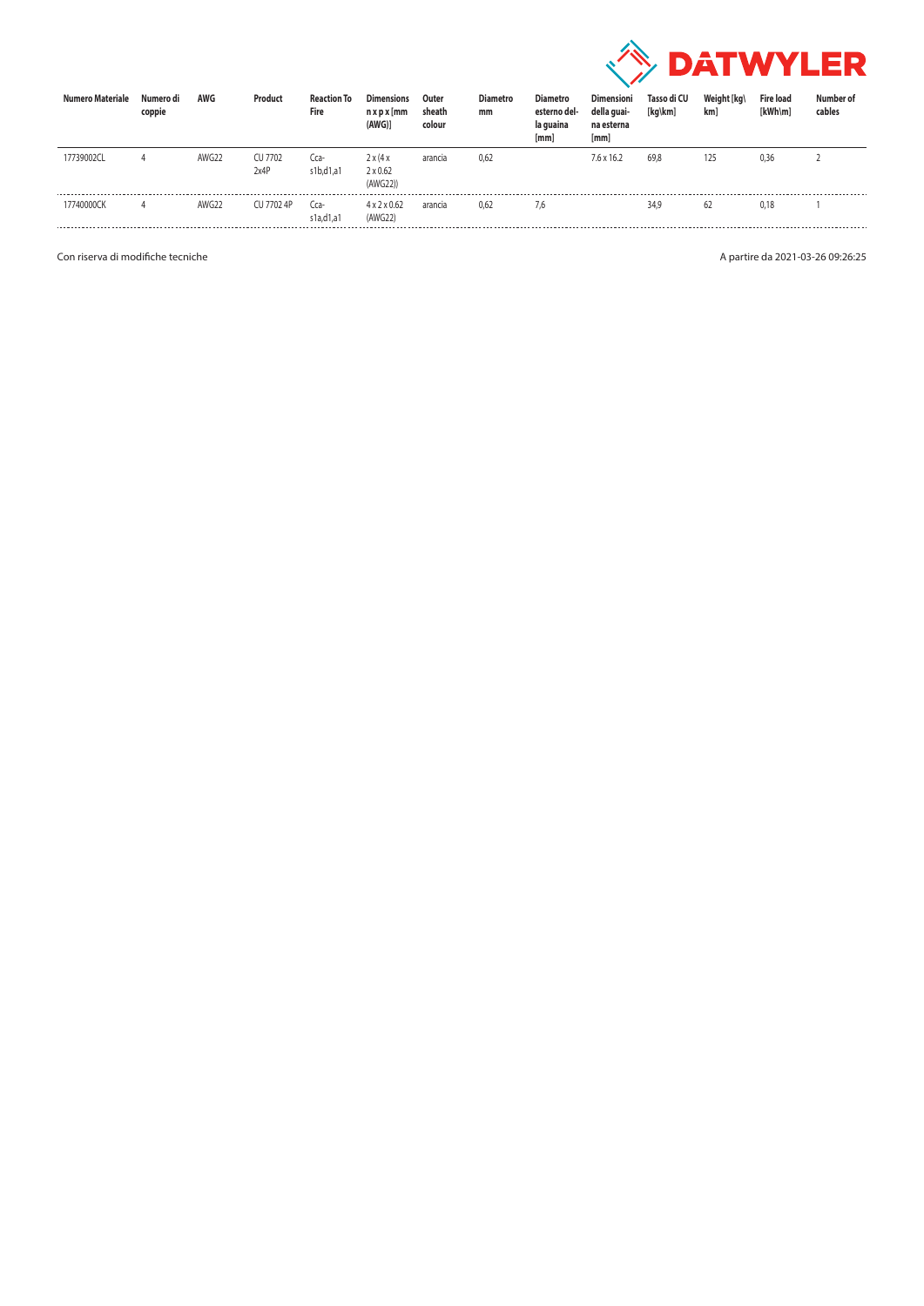| Numero Materiale | Numero di coppie | AWG | Product | Reaction To Fire | Dimensions n x p x [mm (AWG)] | Outer sheath colour | Diametro mm | Diametro esterno della guaina [mm] | Dimensioni della guaina esterna [mm] | Tasso di CU [kg\km] | Weight [kg\km] | Fire load [kWh\m] | Number of cables |
|---|---|---|---|---|---|---|---|---|---|---|---|---|---|
| 17739002CL | 4 | AWG22 | CU 7702 2x4P | Cca-s1b,d1,a1 | 2 x (4 x 2 x 0.62 (AWG22)) | arancia | 0,62 | | 7.6 x 16.2 | 69,8 | 125 | 0,36 | 2 |
| 17740000CK | 4 | AWG22 | CU 7702 4P | Cca-s1a,d1,a1 | 4 x 2 x 0.62 (AWG22) | arancia | 0,62 | 7,6 | | 34,9 | 62 | 0,18 | 1 |